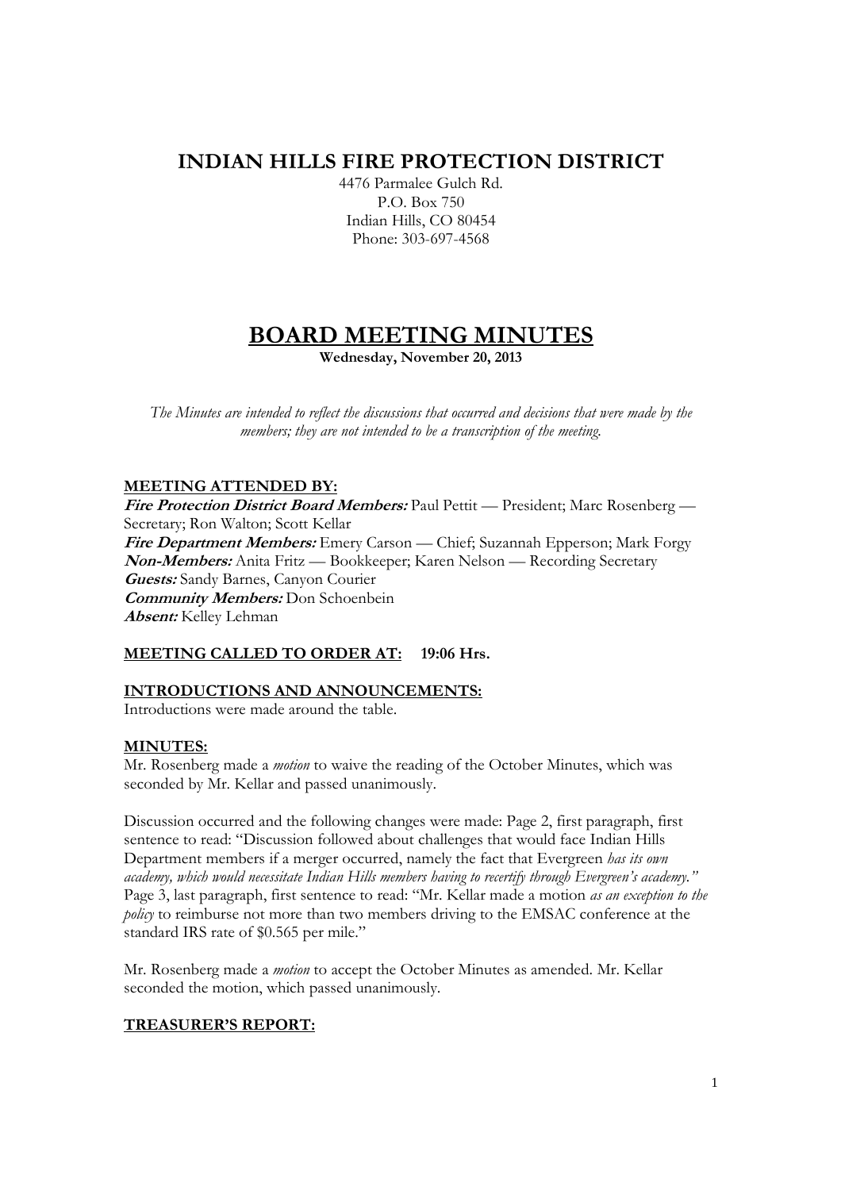# INDIAN HILLS FIRE PROTECTION DISTRICT

4476 Parmalee Gulch Rd.
P.O. Box 750
Indian Hills, CO 80454
Phone: 303-697-4568

# BOARD MEETING MINUTES

**Wednesday, November 20, 2013**

*The Minutes are intended to reflect the discussions that occurred and decisions that were made by the members; they are not intended to be a transcription of the meeting.*

## MEETING ATTENDED BY:

***Fire Protection District Board Members:*** Paul Pettit — President; Marc Rosenberg — Secretary; Ron Walton; Scott Kellar
***Fire Department Members:*** Emery Carson — Chief; Suzannah Epperson; Mark Forgy
***Non-Members:*** Anita Fritz — Bookkeeper; Karen Nelson — Recording Secretary
***Guests:*** Sandy Barnes, Canyon Courier
***Community Members:*** Don Schoenbein
***Absent:*** Kelley Lehman

## MEETING CALLED TO ORDER AT: 19:06 Hrs.

## INTRODUCTIONS AND ANNOUNCEMENTS:

Introductions were made around the table.

## MINUTES:

Mr. Rosenberg made a *motion* to waive the reading of the October Minutes, which was seconded by Mr. Kellar and passed unanimously.

Discussion occurred and the following changes were made: Page 2, first paragraph, first sentence to read: "Discussion followed about challenges that would face Indian Hills Department members if a merger occurred, namely the fact that Evergreen *has its own academy, which would necessitate Indian Hills members having to recertify through Evergreen's academy."* Page 3, last paragraph, first sentence to read: "Mr. Kellar made a motion *as an exception to the policy* to reimburse not more than two members driving to the EMSAC conference at the standard IRS rate of $0.565 per mile."

Mr. Rosenberg made a *motion* to accept the October Minutes as amended. Mr. Kellar seconded the motion, which passed unanimously.

## TREASURER'S REPORT: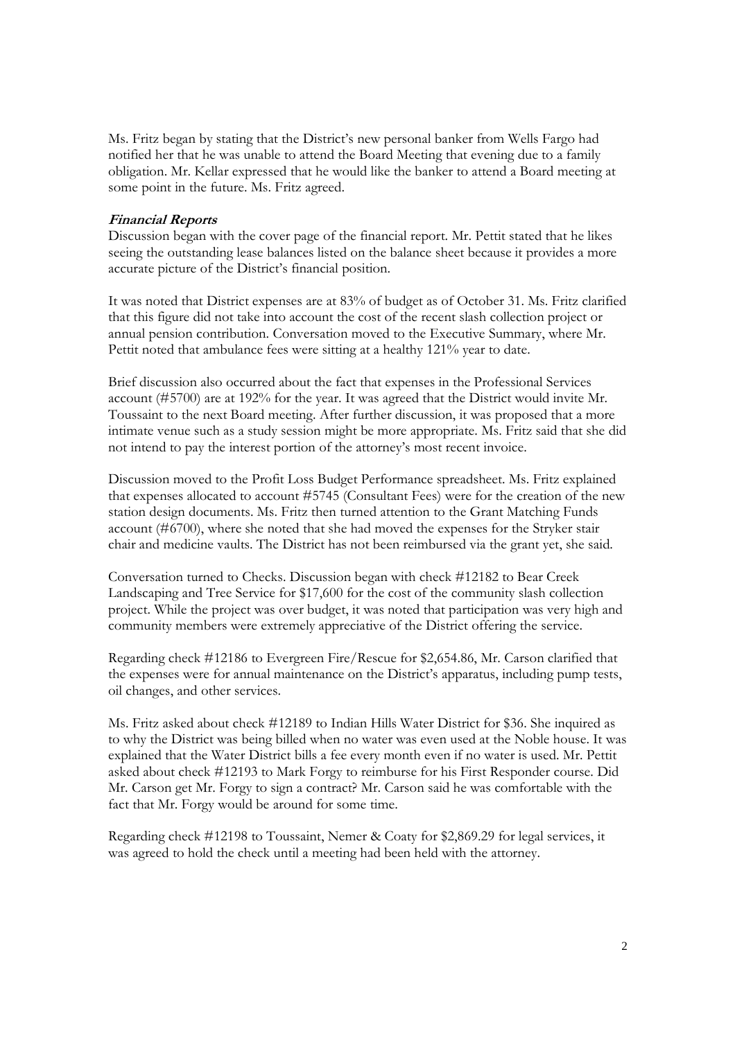Ms. Fritz began by stating that the District's new personal banker from Wells Fargo had notified her that he was unable to attend the Board Meeting that evening due to a family obligation. Mr. Kellar expressed that he would like the banker to attend a Board meeting at some point in the future. Ms. Fritz agreed.

***Financial Reports***

Discussion began with the cover page of the financial report. Mr. Pettit stated that he likes seeing the outstanding lease balances listed on the balance sheet because it provides a more accurate picture of the District's financial position.

It was noted that District expenses are at 83% of budget as of October 31. Ms. Fritz clarified that this figure did not take into account the cost of the recent slash collection project or annual pension contribution. Conversation moved to the Executive Summary, where Mr. Pettit noted that ambulance fees were sitting at a healthy 121% year to date.

Brief discussion also occurred about the fact that expenses in the Professional Services account (#5700) are at 192% for the year. It was agreed that the District would invite Mr. Toussaint to the next Board meeting. After further discussion, it was proposed that a more intimate venue such as a study session might be more appropriate. Ms. Fritz said that she did not intend to pay the interest portion of the attorney's most recent invoice.

Discussion moved to the Profit Loss Budget Performance spreadsheet. Ms. Fritz explained that expenses allocated to account #5745 (Consultant Fees) were for the creation of the new station design documents. Ms. Fritz then turned attention to the Grant Matching Funds account (#6700), where she noted that she had moved the expenses for the Stryker stair chair and medicine vaults. The District has not been reimbursed via the grant yet, she said.

Conversation turned to Checks. Discussion began with check #12182 to Bear Creek Landscaping and Tree Service for $17,600 for the cost of the community slash collection project. While the project was over budget, it was noted that participation was very high and community members were extremely appreciative of the District offering the service.

Regarding check #12186 to Evergreen Fire/Rescue for $2,654.86, Mr. Carson clarified that the expenses were for annual maintenance on the District's apparatus, including pump tests, oil changes, and other services.

Ms. Fritz asked about check #12189 to Indian Hills Water District for $36. She inquired as to why the District was being billed when no water was even used at the Noble house. It was explained that the Water District bills a fee every month even if no water is used. Mr. Pettit asked about check #12193 to Mark Forgy to reimburse for his First Responder course. Did Mr. Carson get Mr. Forgy to sign a contract? Mr. Carson said he was comfortable with the fact that Mr. Forgy would be around for some time.

Regarding check #12198 to Toussaint, Nemer & Coaty for $2,869.29 for legal services, it was agreed to hold the check until a meeting had been held with the attorney.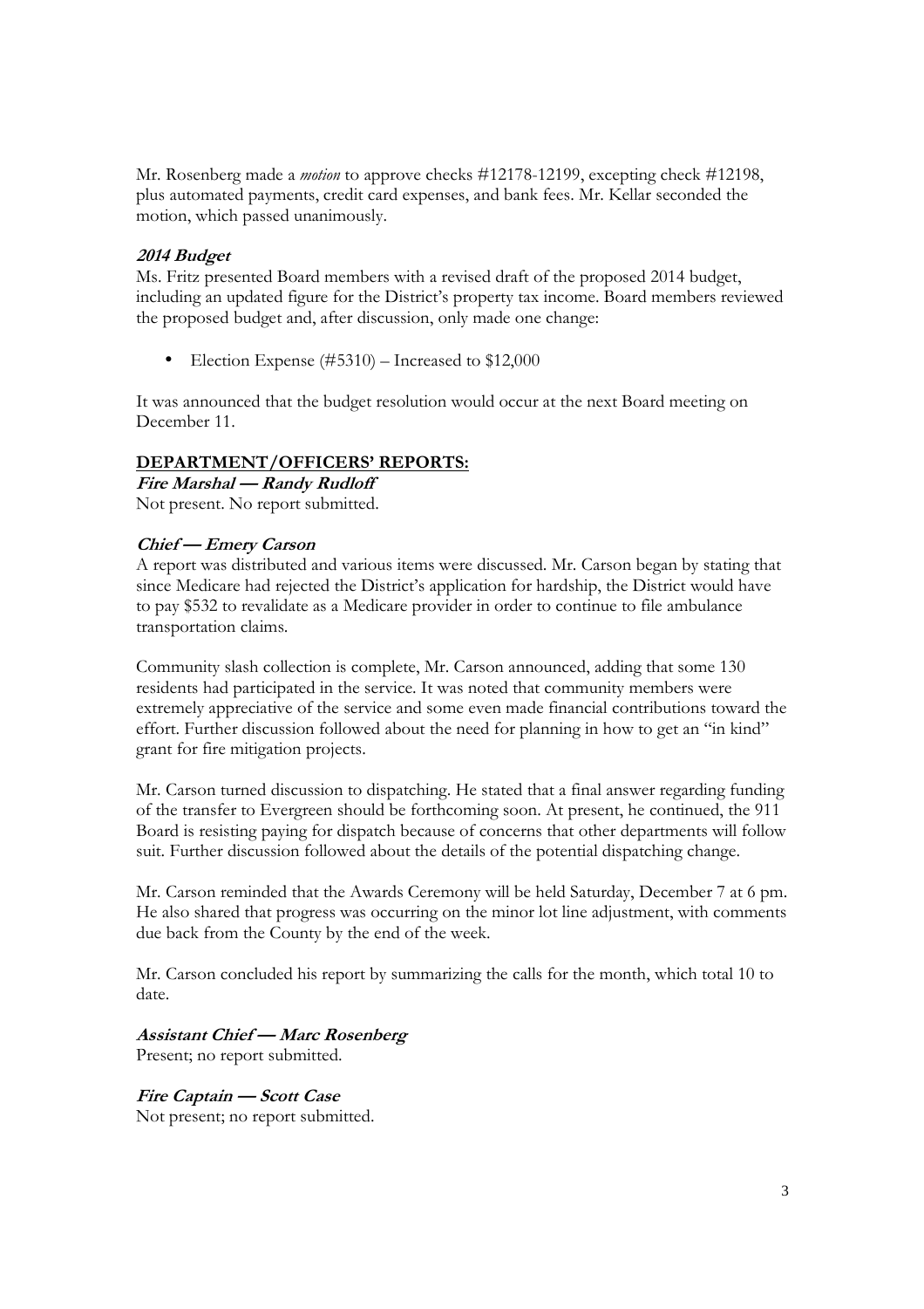Mr. Rosenberg made a *motion* to approve checks #12178-12199, excepting check #12198, plus automated payments, credit card expenses, and bank fees. Mr. Kellar seconded the motion, which passed unanimously.

***2014 Budget***

Ms. Fritz presented Board members with a revised draft of the proposed 2014 budget, including an updated figure for the District's property tax income. Board members reviewed the proposed budget and, after discussion, only made one change:

- Election Expense (#5310) – Increased to $12,000

It was announced that the budget resolution would occur at the next Board meeting on December 11.

## DEPARTMENT/OFFICERS' REPORTS:

***Fire Marshal — Randy Rudloff***

Not present. No report submitted.

***Chief — Emery Carson***

A report was distributed and various items were discussed. Mr. Carson began by stating that since Medicare had rejected the District's application for hardship, the District would have to pay $532 to revalidate as a Medicare provider in order to continue to file ambulance transportation claims.

Community slash collection is complete, Mr. Carson announced, adding that some 130 residents had participated in the service. It was noted that community members were extremely appreciative of the service and some even made financial contributions toward the effort. Further discussion followed about the need for planning in how to get an "in kind" grant for fire mitigation projects.

Mr. Carson turned discussion to dispatching. He stated that a final answer regarding funding of the transfer to Evergreen should be forthcoming soon. At present, he continued, the 911 Board is resisting paying for dispatch because of concerns that other departments will follow suit. Further discussion followed about the details of the potential dispatching change.

Mr. Carson reminded that the Awards Ceremony will be held Saturday, December 7 at 6 pm. He also shared that progress was occurring on the minor lot line adjustment, with comments due back from the County by the end of the week.

Mr. Carson concluded his report by summarizing the calls for the month, which total 10 to date.

***Assistant Chief — Marc Rosenberg***

Present; no report submitted.

***Fire Captain — Scott Case***

Not present; no report submitted.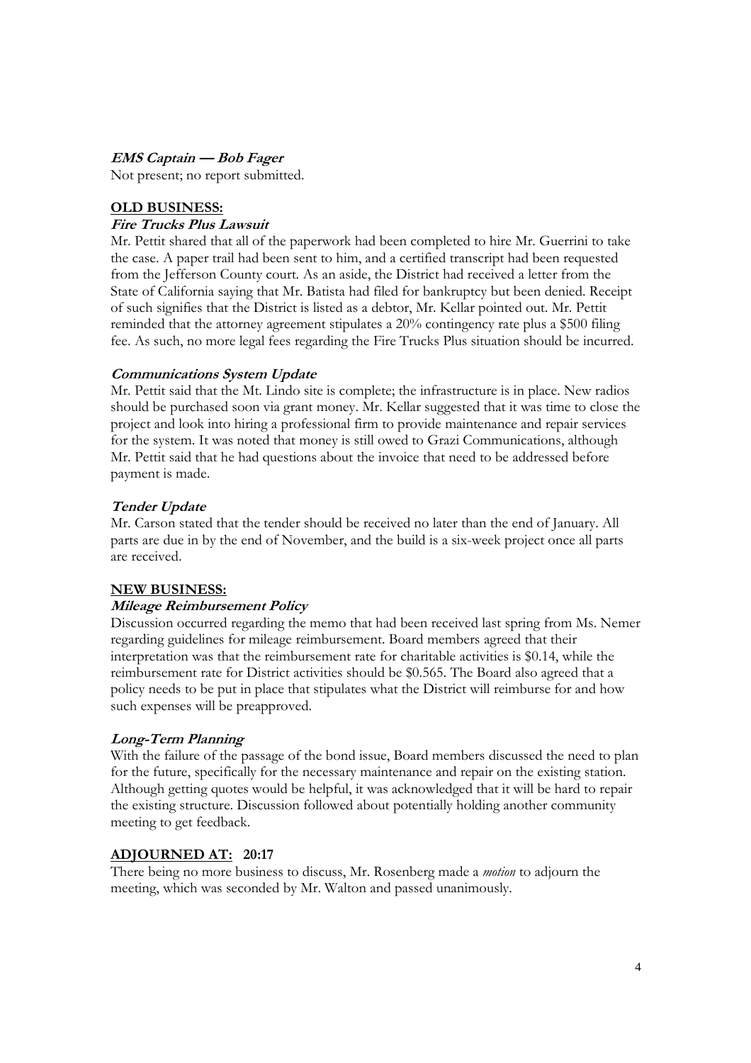***EMS Captain — Bob Fager***

Not present; no report submitted.

## OLD BUSINESS:

***Fire Trucks Plus Lawsuit***

Mr. Pettit shared that all of the paperwork had been completed to hire Mr. Guerrini to take the case. A paper trail had been sent to him, and a certified transcript had been requested from the Jefferson County court. As an aside, the District had received a letter from the State of California saying that Mr. Batista had filed for bankruptcy but been denied. Receipt of such signifies that the District is listed as a debtor, Mr. Kellar pointed out. Mr. Pettit reminded that the attorney agreement stipulates a 20% contingency rate plus a $500 filing fee. As such, no more legal fees regarding the Fire Trucks Plus situation should be incurred.

***Communications System Update***

Mr. Pettit said that the Mt. Lindo site is complete; the infrastructure is in place. New radios should be purchased soon via grant money. Mr. Kellar suggested that it was time to close the project and look into hiring a professional firm to provide maintenance and repair services for the system. It was noted that money is still owed to Grazi Communications, although Mr. Pettit said that he had questions about the invoice that need to be addressed before payment is made.

***Tender Update***

Mr. Carson stated that the tender should be received no later than the end of January. All parts are due in by the end of November, and the build is a six-week project once all parts are received.

## NEW BUSINESS:

***Mileage Reimbursement Policy***

Discussion occurred regarding the memo that had been received last spring from Ms. Nemer regarding guidelines for mileage reimbursement. Board members agreed that their interpretation was that the reimbursement rate for charitable activities is $0.14, while the reimbursement rate for District activities should be $0.565. The Board also agreed that a policy needs to be put in place that stipulates what the District will reimburse for and how such expenses will be preapproved.

***Long-Term Planning***

With the failure of the passage of the bond issue, Board members discussed the need to plan for the future, specifically for the necessary maintenance and repair on the existing station. Although getting quotes would be helpful, it was acknowledged that it will be hard to repair the existing structure. Discussion followed about potentially holding another community meeting to get feedback.

## ADJOURNED AT: 20:17

There being no more business to discuss, Mr. Rosenberg made a *motion* to adjourn the meeting, which was seconded by Mr. Walton and passed unanimously.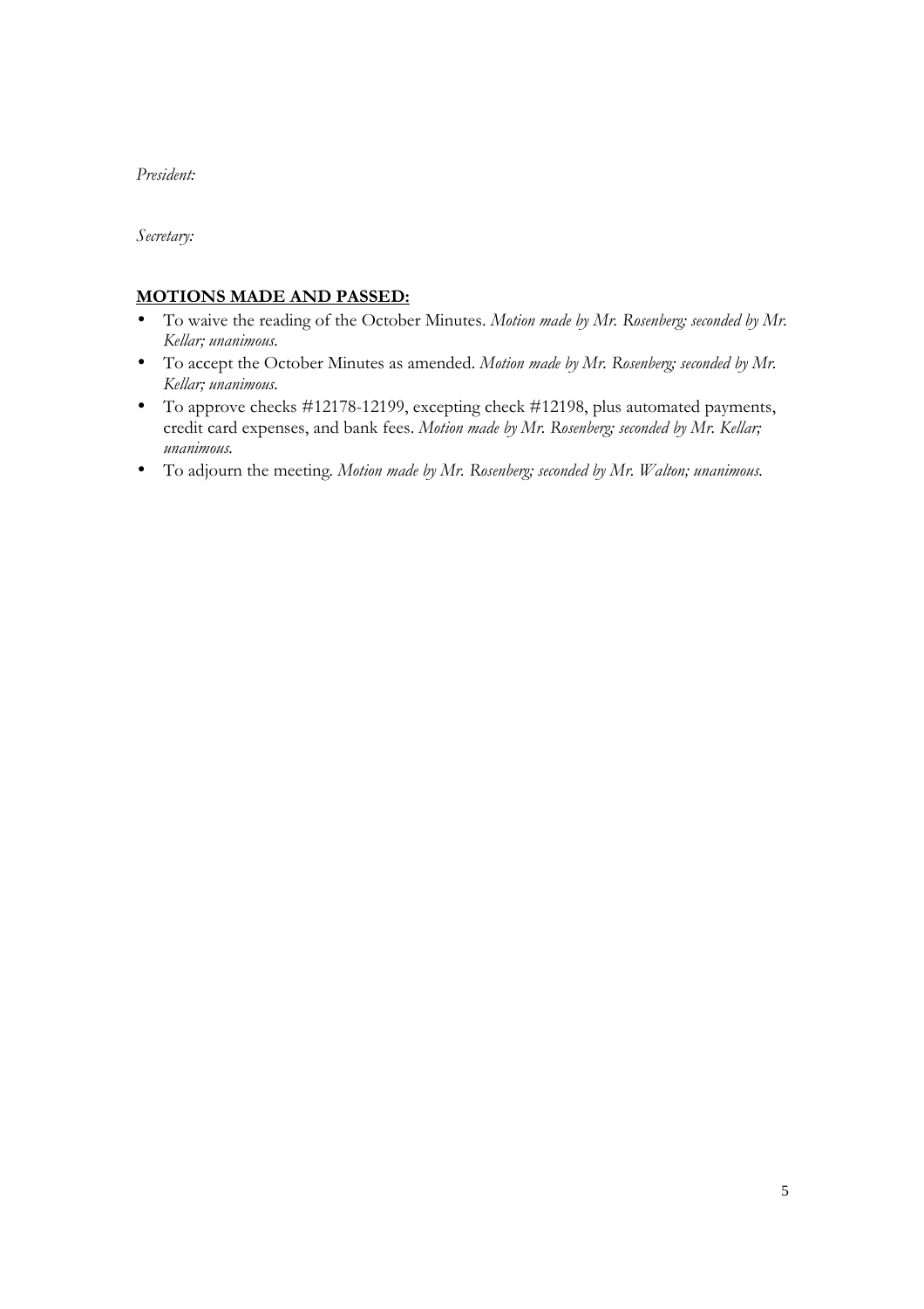*President:*

*Secretary:*

**MOTIONS MADE AND PASSED:**

- To waive the reading of the October Minutes. *Motion made by Mr. Rosenberg; seconded by Mr. Kellar; unanimous.*
- To accept the October Minutes as amended. *Motion made by Mr. Rosenberg; seconded by Mr. Kellar; unanimous.*
- To approve checks #12178-12199, excepting check #12198, plus automated payments, credit card expenses, and bank fees. *Motion made by Mr. Rosenberg; seconded by Mr. Kellar; unanimous.*
- To adjourn the meeting. *Motion made by Mr. Rosenberg; seconded by Mr. Walton; unanimous.*